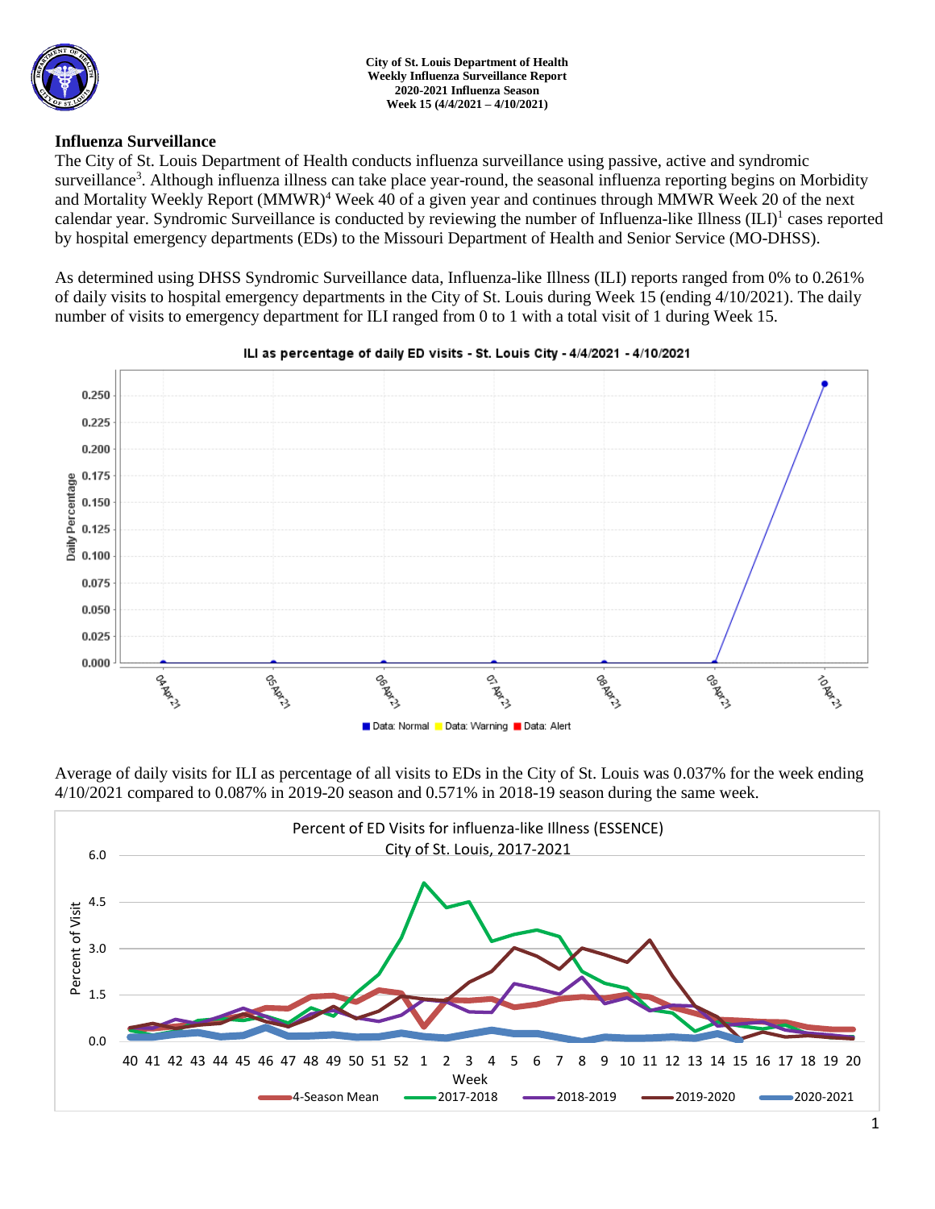**City of St. Louis Department of Health**
**Weekly Influenza Surveillance Report**
**2020-2021 Influenza Season**
**Week 15 (4/4/2021 – 4/10/2021)**

## Influenza Surveillance

The City of St. Louis Department of Health conducts influenza surveillance using passive, active and syndromic surveillance[3]. Although influenza illness can take place year-round, the seasonal influenza reporting begins on Morbidity and Mortality Weekly Report (MMWR)[4] Week 40 of a given year and continues through MMWR Week 20 of the next calendar year. Syndromic Surveillance is conducted by reviewing the number of Influenza-like Illness (ILI)[1] cases reported by hospital emergency departments (EDs) to the Missouri Department of Health and Senior Service (MO-DHSS).

As determined using DHSS Syndromic Surveillance data, Influenza-like Illness (ILI) reports ranged from 0% to 0.261% of daily visits to hospital emergency departments in the City of St. Louis during Week 15 (ending 4/10/2021). The daily number of visits to emergency department for ILI ranged from 0 to 1 with a total visit of 1 during Week 15.

Average of daily visits for ILI as percentage of all visits to EDs in the City of St. Louis was 0.037% for the week ending 4/10/2021 compared to 0.087% in 2019-20 season and 0.571% in 2018-19 season during the same week.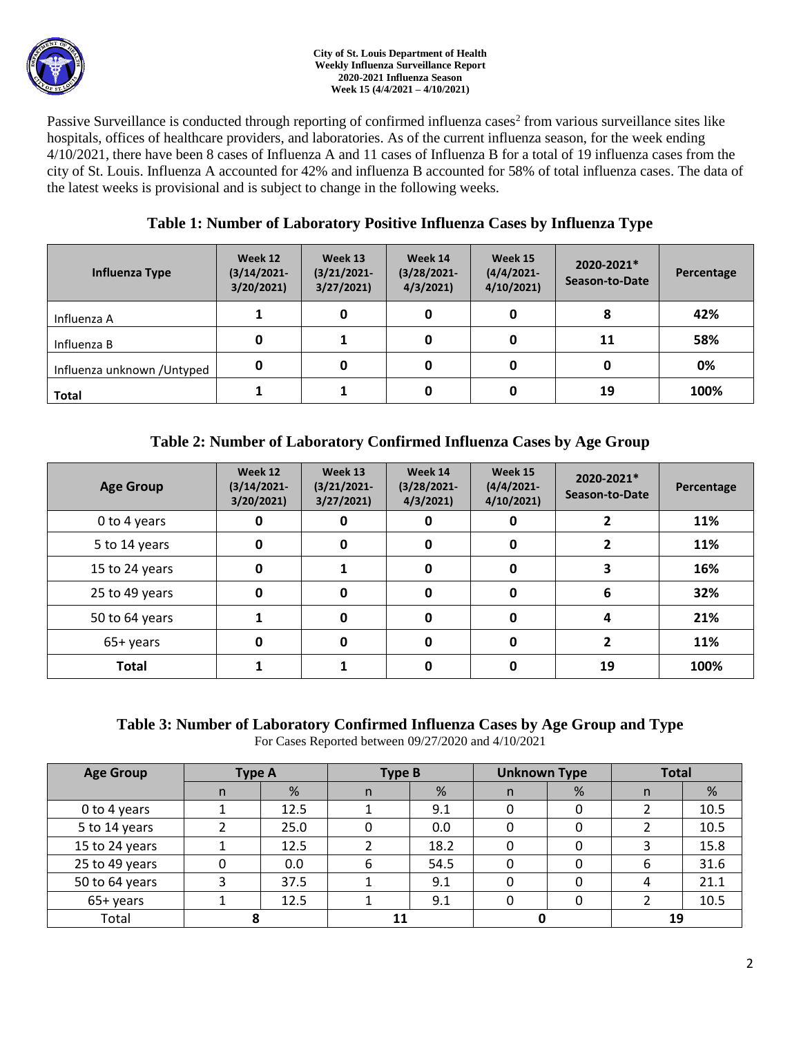Passive Surveillance is conducted through reporting of confirmed influenza cases[2] from various surveillance sites like hospitals, offices of healthcare providers, and laboratories. As of the current influenza season, for the week ending 4/10/2021, there have been 8 cases of Influenza A and 11 cases of Influenza B for a total of 19 influenza cases from the city of St. Louis. Influenza A accounted for 42% and influenza B accounted for 58% of total influenza cases. The data of the latest weeks is provisional and is subject to change in the following weeks.

## Table 1: Number of Laboratory Positive Influenza Cases by Influenza Type

| Influenza Type | Week 12 (3/14/2021-3/20/2021) | Week 13 (3/21/2021-3/27/2021) | Week 14 (3/28/2021-4/3/2021) | Week 15 (4/4/2021-4/10/2021) | 2020-2021* Season-to-Date | Percentage |
|---|---|---|---|---|---|---|
| Influenza A | 1 | 0 | 0 | 0 | 8 | 42% |
| Influenza B | 0 | 1 | 0 | 0 | 11 | 58% |
| Influenza unknown /Untyped | 0 | 0 | 0 | 0 | 0 | 0% |
| **Total** | 1 | 1 | 0 | 0 | 19 | 100% |

## Table 2: Number of Laboratory Confirmed Influenza Cases by Age Group

| Age Group | Week 12 (3/14/2021-3/20/2021) | Week 13 (3/21/2021-3/27/2021) | Week 14 (3/28/2021-4/3/2021) | Week 15 (4/4/2021-4/10/2021) | 2020-2021* Season-to-Date | Percentage |
|---|---|---|---|---|---|---|
| 0 to 4 years | 0 | 0 | 0 | 0 | 2 | 11% |
| 5 to 14 years | 0 | 0 | 0 | 0 | 2 | 11% |
| 15 to 24 years | 0 | 1 | 0 | 0 | 3 | 16% |
| 25 to 49 years | 0 | 0 | 0 | 0 | 6 | 32% |
| 50 to 64 years | 1 | 0 | 0 | 0 | 4 | 21% |
| 65+ years | 0 | 0 | 0 | 0 | 2 | 11% |
| **Total** | 1 | 1 | 0 | 0 | 19 | 100% |

## Table 3: Number of Laboratory Confirmed Influenza Cases by Age Group and Type

For Cases Reported between 09/27/2020 and 4/10/2021

| Age Group | Type A | | Type B | | Unknown Type | | Total | |
|---|---|---|---|---|---|---|---|---|
| | n | % | n | % | n | % | n | % |
| 0 to 4 years | 1 | 12.5 | 1 | 9.1 | 0 | 0 | 2 | 10.5 |
| 5 to 14 years | 2 | 25.0 | 0 | 0.0 | 0 | 0 | 2 | 10.5 |
| 15 to 24 years | 1 | 12.5 | 2 | 18.2 | 0 | 0 | 3 | 15.8 |
| 25 to 49 years | 0 | 0.0 | 6 | 54.5 | 0 | 0 | 6 | 31.6 |
| 50 to 64 years | 3 | 37.5 | 1 | 9.1 | 0 | 0 | 4 | 21.1 |
| 65+ years | 1 | 12.5 | 1 | 9.1 | 0 | 0 | 2 | 10.5 |
| Total | 8 | | 11 | | 0 | | 19 | |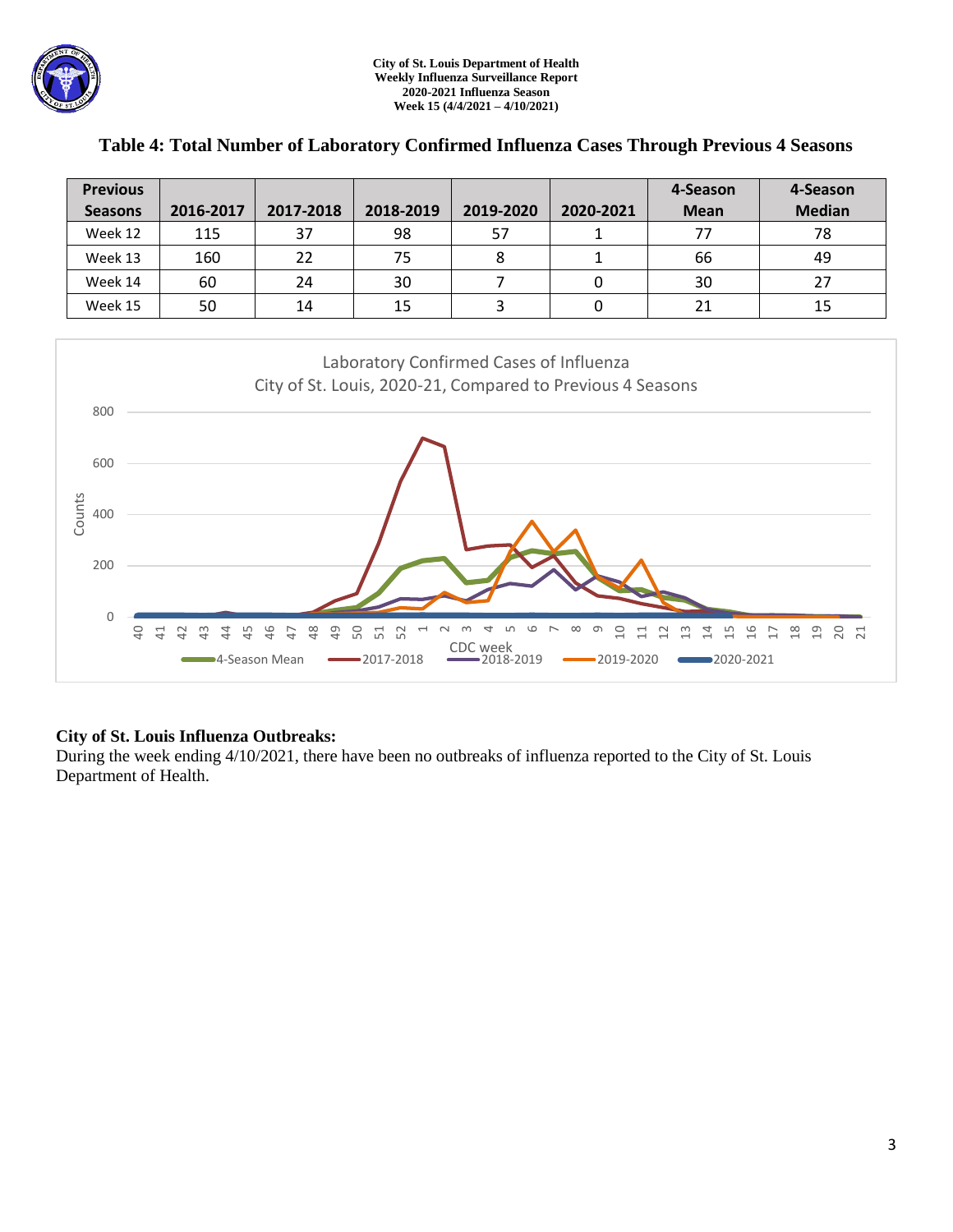## Table 4: Total Number of Laboratory Confirmed Influenza Cases Through Previous 4 Seasons

| Previous Seasons | 2016-2017 | 2017-2018 | 2018-2019 | 2019-2020 | 2020-2021 | 4-Season Mean | 4-Season Median |
|---|---|---|---|---|---|---|---|
| Week 12 | 115 | 37 | 98 | 57 | 1 | 77 | 78 |
| Week 13 | 160 | 22 | 75 | 8 | 1 | 66 | 49 |
| Week 14 | 60 | 24 | 30 | 7 | 0 | 30 | 27 |
| Week 15 | 50 | 14 | 15 | 3 | 0 | 21 | 15 |

Laboratory Confirmed Cases of Influenza
City of St. Louis, 2020-21, Compared to Previous 4 Seasons

**City of St. Louis Influenza Outbreaks:**
During the week ending 4/10/2021, there have been no outbreaks of influenza reported to the City of St. Louis Department of Health.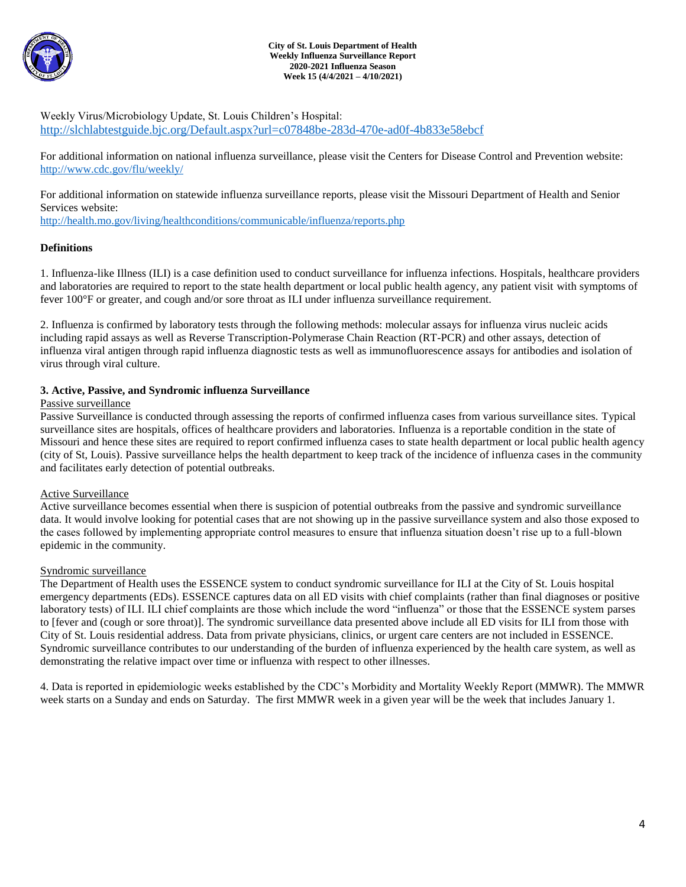Weekly Virus/Microbiology Update, St. Louis Children's Hospital:
http://slchlabtestguide.bjc.org/Default.aspx?url=c07848be-283d-470e-ad0f-4b833e58ebcf

For additional information on national influenza surveillance, please visit the Centers for Disease Control and Prevention website:
http://www.cdc.gov/flu/weekly/

For additional information on statewide influenza surveillance reports, please visit the Missouri Department of Health and Senior Services website:
http://health.mo.gov/living/healthconditions/communicable/influenza/reports.php

## Definitions

1. Influenza-like Illness (ILI) is a case definition used to conduct surveillance for influenza infections. Hospitals, healthcare providers and laboratories are required to report to the state health department or local public health agency, any patient visit with symptoms of fever 100°F or greater, and cough and/or sore throat as ILI under influenza surveillance requirement.

2. Influenza is confirmed by laboratory tests through the following methods: molecular assays for influenza virus nucleic acids including rapid assays as well as Reverse Transcription-Polymerase Chain Reaction (RT-PCR) and other assays, detection of influenza viral antigen through rapid influenza diagnostic tests as well as immunofluorescence assays for antibodies and isolation of virus through viral culture.

**3. Active, Passive, and Syndromic influenza Surveillance**

Passive surveillance

Passive Surveillance is conducted through assessing the reports of confirmed influenza cases from various surveillance sites. Typical surveillance sites are hospitals, offices of healthcare providers and laboratories. Influenza is a reportable condition in the state of Missouri and hence these sites are required to report confirmed influenza cases to state health department or local public health agency (city of St, Louis). Passive surveillance helps the health department to keep track of the incidence of influenza cases in the community and facilitates early detection of potential outbreaks.

Active Surveillance

Active surveillance becomes essential when there is suspicion of potential outbreaks from the passive and syndromic surveillance data. It would involve looking for potential cases that are not showing up in the passive surveillance system and also those exposed to the cases followed by implementing appropriate control measures to ensure that influenza situation doesn't rise up to a full-blown epidemic in the community.

Syndromic surveillance

The Department of Health uses the ESSENCE system to conduct syndromic surveillance for ILI at the City of St. Louis hospital emergency departments (EDs). ESSENCE captures data on all ED visits with chief complaints (rather than final diagnoses or positive laboratory tests) of ILI. ILI chief complaints are those which include the word "influenza" or those that the ESSENCE system parses to [fever and (cough or sore throat)]. The syndromic surveillance data presented above include all ED visits for ILI from those with City of St. Louis residential address. Data from private physicians, clinics, or urgent care centers are not included in ESSENCE. Syndromic surveillance contributes to our understanding of the burden of influenza experienced by the health care system, as well as demonstrating the relative impact over time or influenza with respect to other illnesses.

4. Data is reported in epidemiologic weeks established by the CDC's Morbidity and Mortality Weekly Report (MMWR). The MMWR week starts on a Sunday and ends on Saturday. The first MMWR week in a given year will be the week that includes January 1.